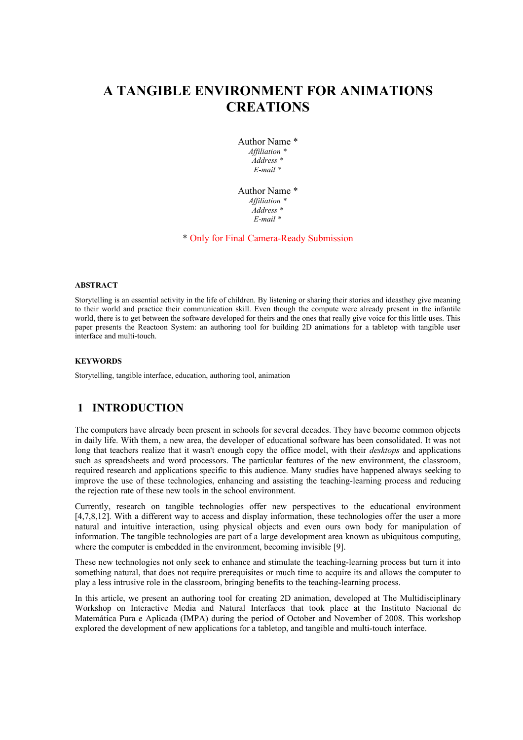# A TANGIBLE ENVIRONMENT FOR ANIMATIONS CREATIONS

Author Name *
*Affiliation **
*Address **
*E-mail **

Author Name *
*Affiliation **
*Address **
*E-mail **

* Only for Final Camera-Ready Submission

### ABSTRACT

Storytelling is an essential activity in the life of children. By listening or sharing their stories and ideasthey give meaning to their world and practice their communication skill. Even though the compute were already present in the infantile world, there is to get between the software developed for theirs and the ones that really give voice for this little uses. This paper presents the Reactoon System: an authoring tool for building 2D animations for a tabletop with tangible user interface and multi-touch.

### KEYWORDS

Storytelling, tangible interface, education, authoring tool, animation

## 1 INTRODUCTION

The computers have already been present in schools for several decades. They have become common objects in daily life. With them, a new area, the developer of educational software has been consolidated. It was not long that teachers realize that it wasn't enough copy the office model, with their *desktops* and applications such as spreadsheets and word processors. The particular features of the new environment, the classroom, required research and applications specific to this audience. Many studies have happened always seeking to improve the use of these technologies, enhancing and assisting the teaching-learning process and reducing the rejection rate of these new tools in the school environment.

Currently, research on tangible technologies offer new perspectives to the educational environment [4,7,8,12]. With a different way to access and display information, these technologies offer the user a more natural and intuitive interaction, using physical objects and even ours own body for manipulation of information. The tangible technologies are part of a large development area known as ubiquitous computing, where the computer is embedded in the environment, becoming invisible [9].

These new technologies not only seek to enhance and stimulate the teaching-learning process but turn it into something natural, that does not require prerequisites or much time to acquire its and allows the computer to play a less intrusive role in the classroom, bringing benefits to the teaching-learning process.

In this article, we present an authoring tool for creating 2D animation, developed at The Multidisciplinary Workshop on Interactive Media and Natural Interfaces that took place at the Instituto Nacional de Matemática Pura e Aplicada (IMPA) during the period of October and November of 2008. This workshop explored the development of new applications for a tabletop, and tangible and multi-touch interface.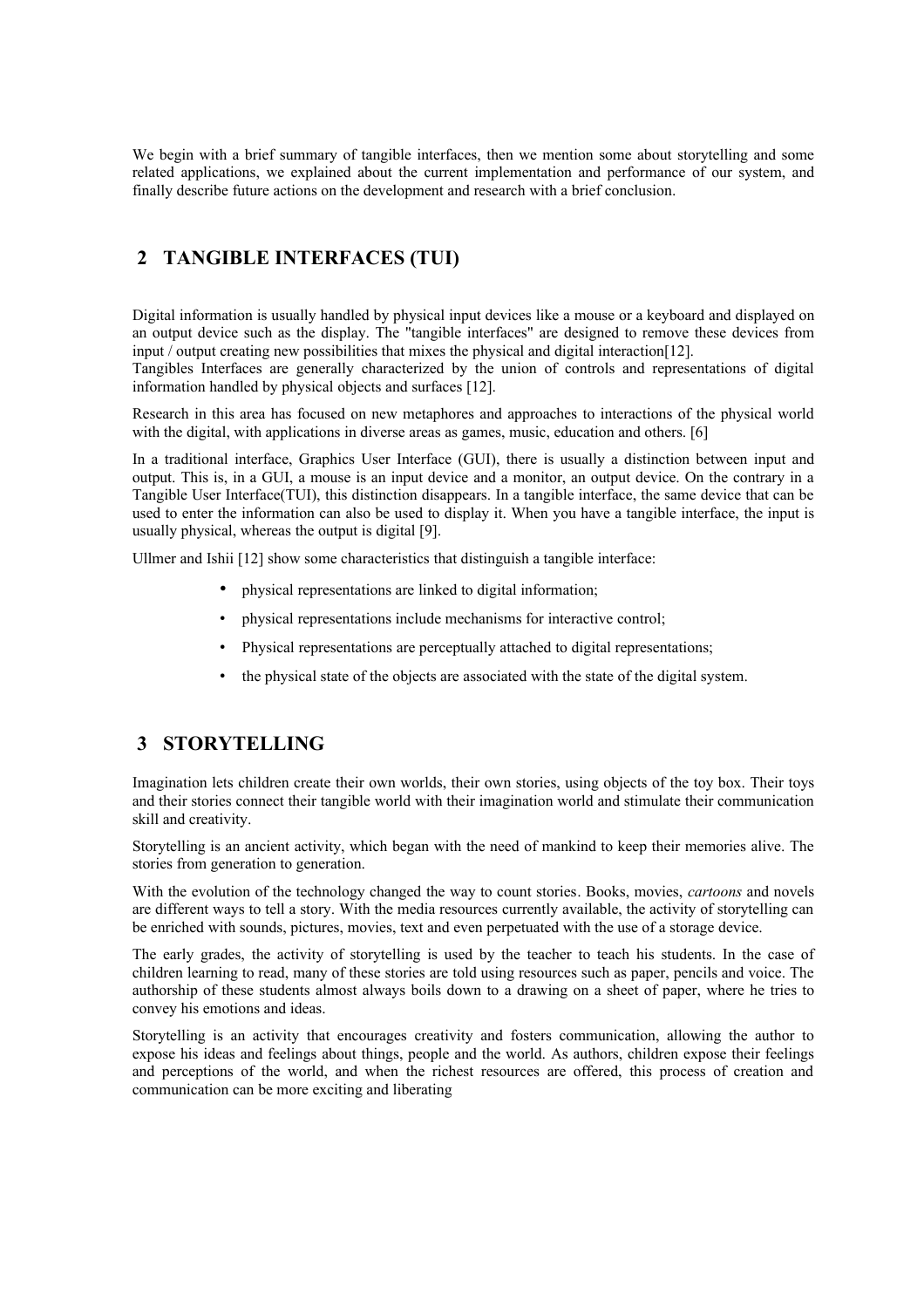We begin with a brief summary of tangible interfaces, then we mention some about storytelling and some related applications, we explained about the current implementation and performance of our system, and finally describe future actions on the development and research with a brief conclusion.

## 2 TANGIBLE INTERFACES (TUI)

Digital information is usually handled by physical input devices like a mouse or a keyboard and displayed on an output device such as the display. The "tangible interfaces" are designed to remove these devices from input / output creating new possibilities that mixes the physical and digital interaction[12].
Tangibles Interfaces are generally characterized by the union of controls and representations of digital information handled by physical objects and surfaces [12].

Research in this area has focused on new metaphores and approaches to interactions of the physical world with the digital, with applications in diverse areas as games, music, education and others. [6]

In a traditional interface, Graphics User Interface (GUI), there is usually a distinction between input and output. This is, in a GUI, a mouse is an input device and a monitor, an output device. On the contrary in a Tangible User Interface(TUI), this distinction disappears. In a tangible interface, the same device that can be used to enter the information can also be used to display it. When you have a tangible interface, the input is usually physical, whereas the output is digital [9].

Ullmer and Ishii [12] show some characteristics that distinguish a tangible interface:

- physical representations are linked to digital information;
- physical representations include mechanisms for interactive control;
- Physical representations are perceptually attached to digital representations;
- the physical state of the objects are associated with the state of the digital system.

## 3 STORYTELLING

Imagination lets children create their own worlds, their own stories, using objects of the toy box. Their toys and their stories connect their tangible world with their imagination world and stimulate their communication skill and creativity.

Storytelling is an ancient activity, which began with the need of mankind to keep their memories alive. The stories from generation to generation.

With the evolution of the technology changed the way to count stories. Books, movies, *cartoons* and novels are different ways to tell a story. With the media resources currently available, the activity of storytelling can be enriched with sounds, pictures, movies, text and even perpetuated with the use of a storage device.

The early grades, the activity of storytelling is used by the teacher to teach his students. In the case of children learning to read, many of these stories are told using resources such as paper, pencils and voice. The authorship of these students almost always boils down to a drawing on a sheet of paper, where he tries to convey his emotions and ideas.

Storytelling is an activity that encourages creativity and fosters communication, allowing the author to expose his ideas and feelings about things, people and the world. As authors, children expose their feelings and perceptions of the world, and when the richest resources are offered, this process of creation and communication can be more exciting and liberating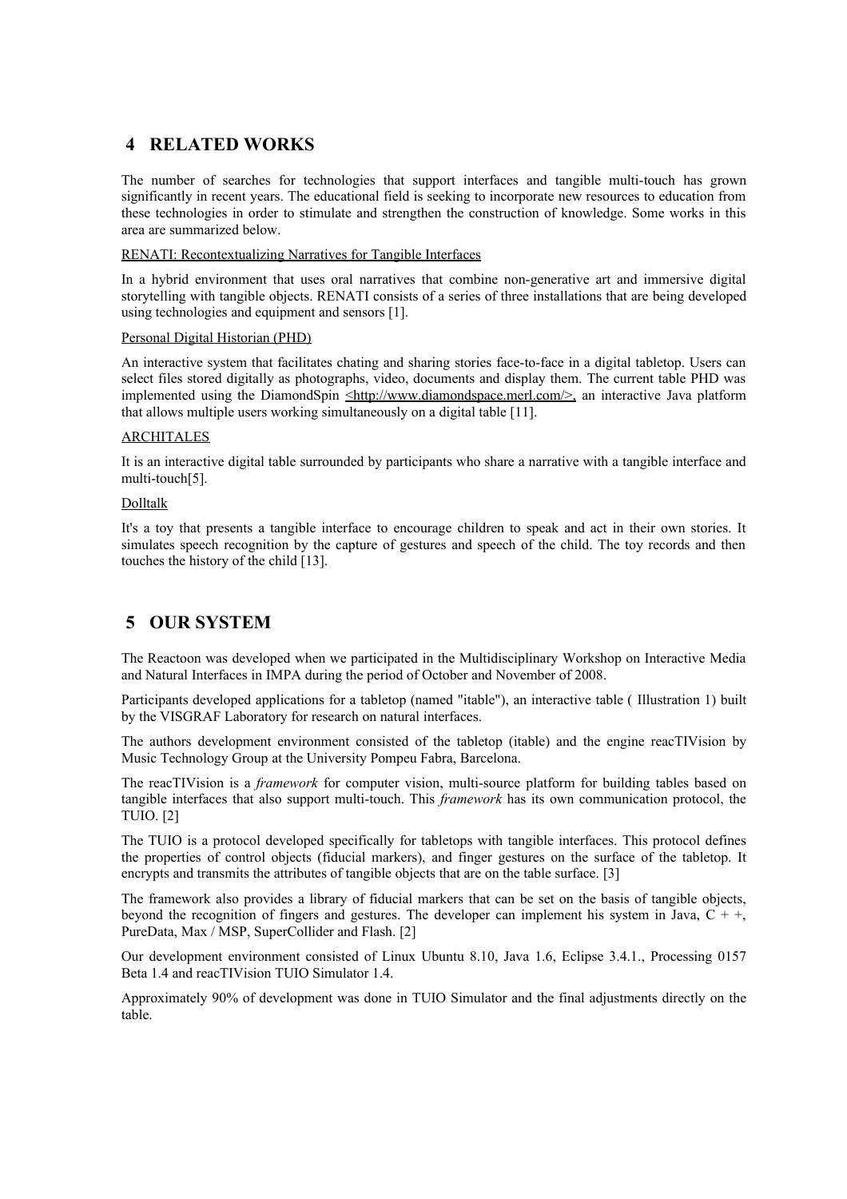## 4 RELATED WORKS

The number of searches for technologies that support interfaces and tangible multi-touch has grown significantly in recent years. The educational field is seeking to incorporate new resources to education from these technologies in order to stimulate and strengthen the construction of knowledge. Some works in this area are summarized below.

RENATI: Recontextualizing Narratives for Tangible Interfaces

In a hybrid environment that uses oral narratives that combine non-generative art and immersive digital storytelling with tangible objects. RENATI consists of a series of three installations that are being developed using technologies and equipment and sensors [1].

Personal Digital Historian (PHD)

An interactive system that facilitates chating and sharing stories face-to-face in a digital tabletop. Users can select files stored digitally as photographs, video, documents and display them. The current table PHD was implemented using the DiamondSpin <http://www.diamondspace.merl.com/>, an interactive Java platform that allows multiple users working simultaneously on a digital table [11].

ARCHITALES

It is an interactive digital table surrounded by participants who share a narrative with a tangible interface and multi-touch[5].

Dolltalk

It's a toy that presents a tangible interface to encourage children to speak and act in their own stories. It simulates speech recognition by the capture of gestures and speech of the child. The toy records and then touches the history of the child [13].

## 5 OUR SYSTEM

The Reactoon was developed when we participated in the Multidisciplinary Workshop on Interactive Media and Natural Interfaces in IMPA during the period of October and November of 2008.

Participants developed applications for a tabletop (named "itable"), an interactive table ( Illustration 1) built by the VISGRAF Laboratory for research on natural interfaces.

The authors development environment consisted of the tabletop (itable) and the engine reacTIVision by Music Technology Group at the University Pompeu Fabra, Barcelona.

The reacTIVision is a *framework* for computer vision, multi-source platform for building tables based on tangible interfaces that also support multi-touch. This *framework* has its own communication protocol, the TUIO. [2]

The TUIO is a protocol developed specifically for tabletops with tangible interfaces. This protocol defines the properties of control objects (fiducial markers), and finger gestures on the surface of the tabletop. It encrypts and transmits the attributes of tangible objects that are on the table surface. [3]

The framework also provides a library of fiducial markers that can be set on the basis of tangible objects, beyond the recognition of fingers and gestures. The developer can implement his system in Java, C + +, PureData, Max / MSP, SuperCollider and Flash. [2]

Our development environment consisted of Linux Ubuntu 8.10, Java 1.6, Eclipse 3.4.1., Processing 0157 Beta 1.4 and reacTIVision TUIO Simulator 1.4.

Approximately 90% of development was done in TUIO Simulator and the final adjustments directly on the table.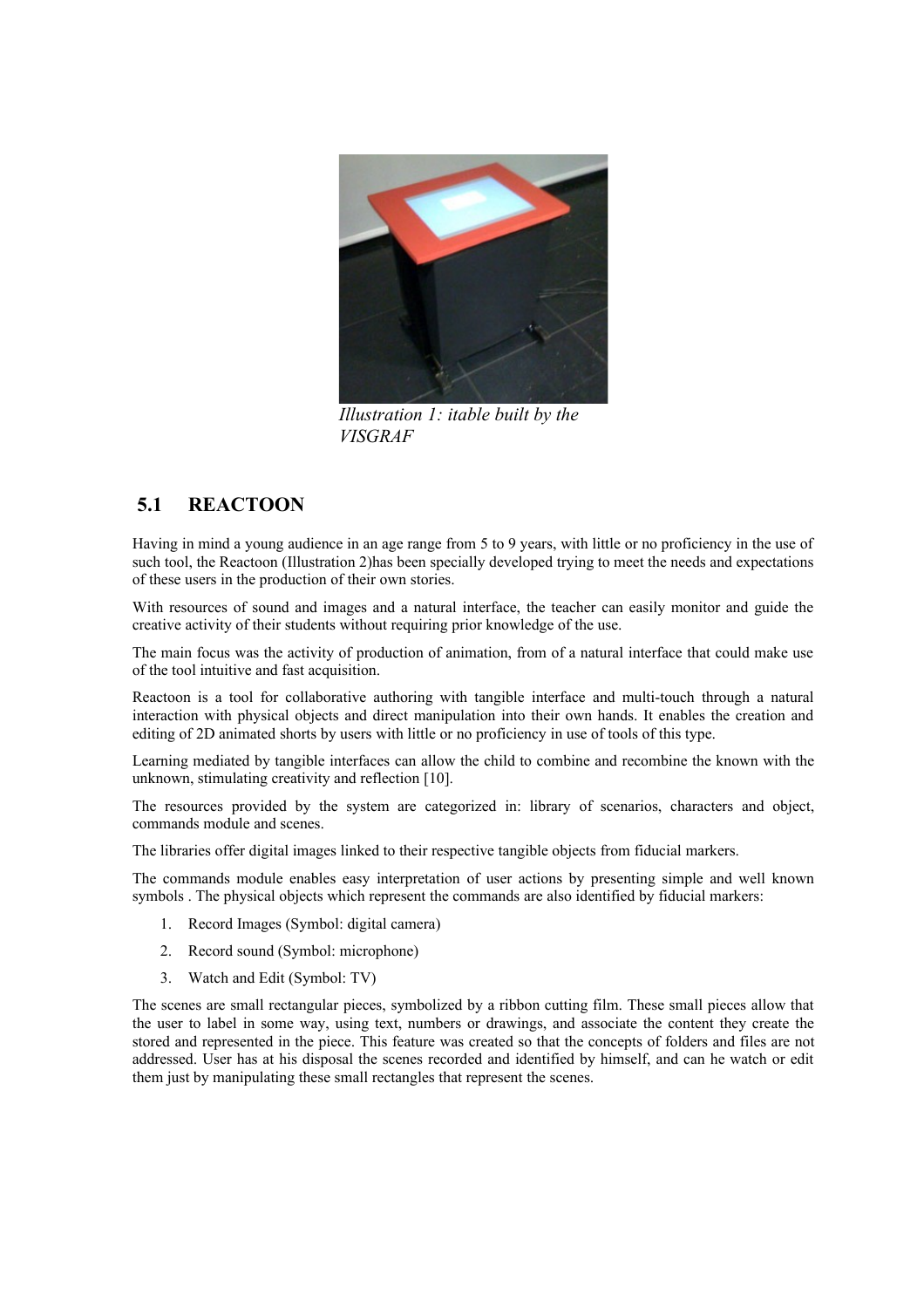*Illustration 1: itable built by the VISGRAF*

## 5.1 REACTOON

Having in mind a young audience in an age range from 5 to 9 years, with little or no proficiency in the use of such tool, the Reactoon (Illustration 2)has been specially developed trying to meet the needs and expectations of these users in the production of their own stories.

With resources of sound and images and a natural interface, the teacher can easily monitor and guide the creative activity of their students without requiring prior knowledge of the use.

The main focus was the activity of production of animation, from of a natural interface that could make use of the tool intuitive and fast acquisition.

Reactoon is a tool for collaborative authoring with tangible interface and multi-touch through a natural interaction with physical objects and direct manipulation into their own hands. It enables the creation and editing of 2D animated shorts by users with little or no proficiency in use of tools of this type.

Learning mediated by tangible interfaces can allow the child to combine and recombine the known with the unknown, stimulating creativity and reflection [10].

The resources provided by the system are categorized in: library of scenarios, characters and object, commands module and scenes.

The libraries offer digital images linked to their respective tangible objects from fiducial markers.

The commands module enables easy interpretation of user actions by presenting simple and well known symbols . The physical objects which represent the commands are also identified by fiducial markers:

1. Record Images (Symbol: digital camera)
2. Record sound (Symbol: microphone)
3. Watch and Edit (Symbol: TV)

The scenes are small rectangular pieces, symbolized by a ribbon cutting film. These small pieces allow that the user to label in some way, using text, numbers or drawings, and associate the content they create the stored and represented in the piece. This feature was created so that the concepts of folders and files are not addressed. User has at his disposal the scenes recorded and identified by himself, and can he watch or edit them just by manipulating these small rectangles that represent the scenes.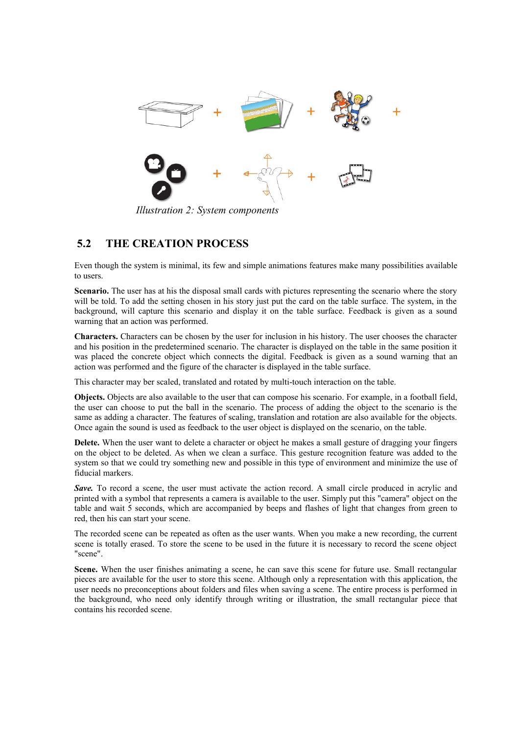*Illustration 2: System components*

## 5.2 THE CREATION PROCESS

Even though the system is minimal, its few and simple animations features make many possibilities available to users.

**Scenario.** The user has at his the disposal small cards with pictures representing the scenario where the story will be told. To add the setting chosen in his story just put the card on the table surface. The system, in the background, will capture this scenario and display it on the table surface. Feedback is given as a sound warning that an action was performed.

**Characters.** Characters can be chosen by the user for inclusion in his history. The user chooses the character and his position in the predetermined scenario. The character is displayed on the table in the same position it was placed the concrete object which connects the digital. Feedback is given as a sound warning that an action was performed and the figure of the character is displayed in the table surface.

This character may ber scaled, translated and rotated by multi-touch interaction on the table.

**Objects.** Objects are also available to the user that can compose his scenario. For example, in a football field, the user can choose to put the ball in the scenario. The process of adding the object to the scenario is the same as adding a character. The features of scaling, translation and rotation are also available for the objects. Once again the sound is used as feedback to the user object is displayed on the scenario, on the table.

**Delete.** When the user want to delete a character or object he makes a small gesture of dragging your fingers on the object to be deleted. As when we clean a surface. This gesture recognition feature was added to the system so that we could try something new and possible in this type of environment and minimize the use of fiducial markers.

***Save.*** To record a scene, the user must activate the action record. A small circle produced in acrylic and printed with a symbol that represents a camera is available to the user. Simply put this "camera" object on the table and wait 5 seconds, which are accompanied by beeps and flashes of light that changes from green to red, then his can start your scene.

The recorded scene can be repeated as often as the user wants. When you make a new recording, the current scene is totally erased. To store the scene to be used in the future it is necessary to record the scene object "scene".

**Scene.** When the user finishes animating a scene, he can save this scene for future use. Small rectangular pieces are available for the user to store this scene. Although only a representation with this application, the user needs no preconceptions about folders and files when saving a scene. The entire process is performed in the background, who need only identify through writing or illustration, the small rectangular piece that contains his recorded scene.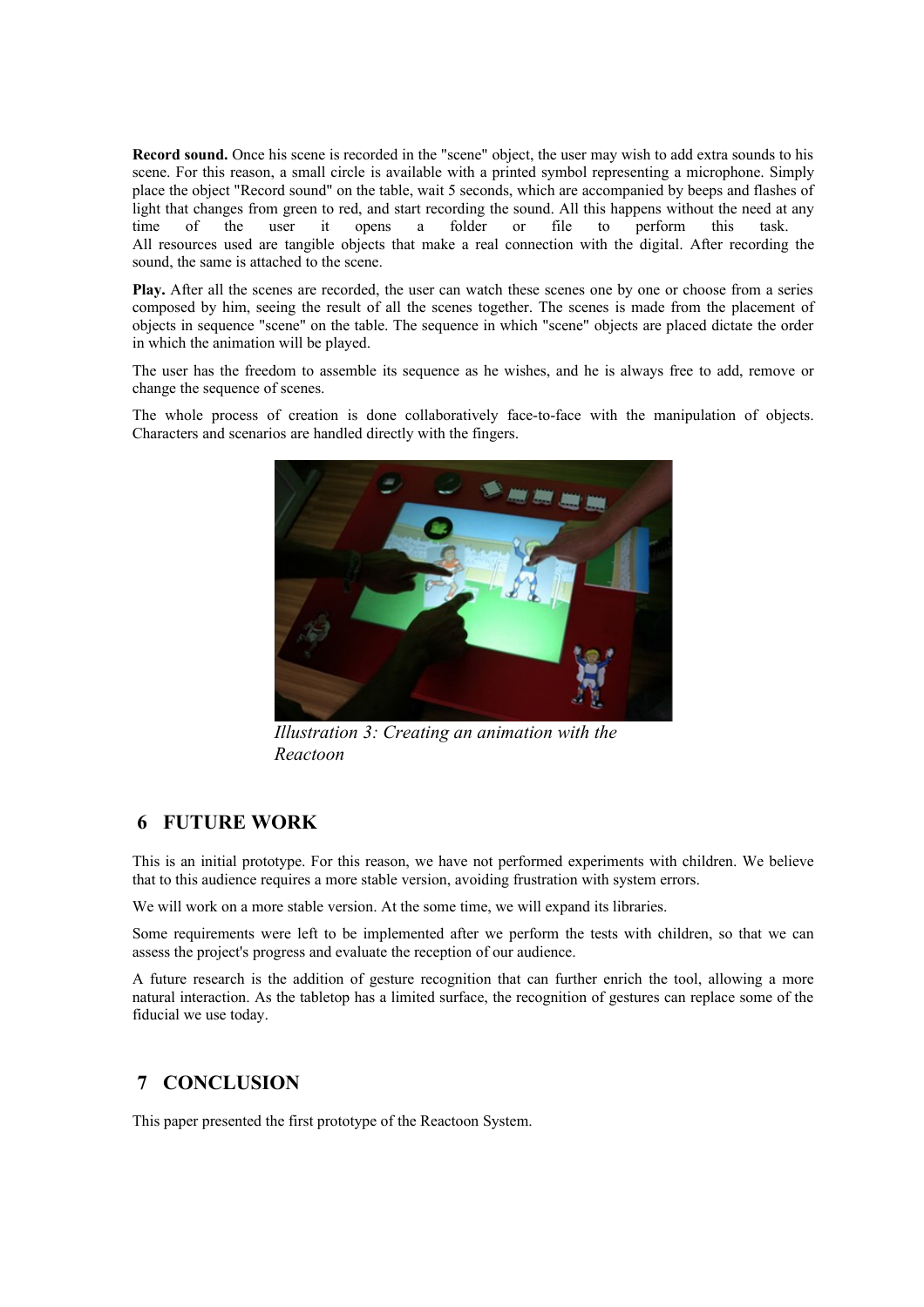**Record sound.** Once his scene is recorded in the "scene" object, the user may wish to add extra sounds to his scene. For this reason, a small circle is available with a printed symbol representing a microphone. Simply place the object "Record sound" on the table, wait 5 seconds, which are accompanied by beeps and flashes of light that changes from green to red, and start recording the sound. All this happens without the need at any time of the user it opens a folder or file to perform this task.
All resources used are tangible objects that make a real connection with the digital. After recording the sound, the same is attached to the scene.

**Play.** After all the scenes are recorded, the user can watch these scenes one by one or choose from a series composed by him, seeing the result of all the scenes together. The scenes is made from the placement of objects in sequence "scene" on the table. The sequence in which "scene" objects are placed dictate the order in which the animation will be played.

The user has the freedom to assemble its sequence as he wishes, and he is always free to add, remove or change the sequence of scenes.

The whole process of creation is done collaboratively face-to-face with the manipulation of objects. Characters and scenarios are handled directly with the fingers.

*Illustration 3: Creating an animation with the Reactoon*

## 6 FUTURE WORK

This is an initial prototype. For this reason, we have not performed experiments with children. We believe that to this audience requires a more stable version, avoiding frustration with system errors.

We will work on a more stable version. At the some time, we will expand its libraries.

Some requirements were left to be implemented after we perform the tests with children, so that we can assess the project's progress and evaluate the reception of our audience.

A future research is the addition of gesture recognition that can further enrich the tool, allowing a more natural interaction. As the tabletop has a limited surface, the recognition of gestures can replace some of the fiducial we use today.

## 7 CONCLUSION

This paper presented the first prototype of the Reactoon System.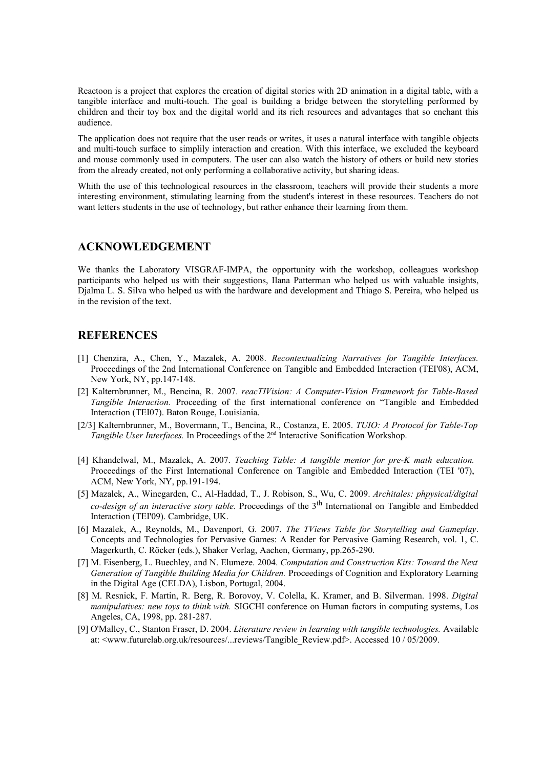Reactoon is a project that explores the creation of digital stories with 2D animation in a digital table, with a tangible interface and multi-touch. The goal is building a bridge between the storytelling performed by children and their toy box and the digital world and its rich resources and advantages that so enchant this audience.

The application does not require that the user reads or writes, it uses a natural interface with tangible objects and multi-touch surface to simplily interaction and creation. With this interface, we excluded the keyboard and mouse commonly used in computers. The user can also watch the history of others or build new stories from the already created, not only performing a collaborative activity, but sharing ideas.

Whith the use of this technological resources in the classroom, teachers will provide their students a more interesting environment, stimulating learning from the student's interest in these resources. Teachers do not want letters students in the use of technology, but rather enhance their learning from them.

## ACKNOWLEDGEMENT

We thanks the Laboratory VISGRAF-IMPA, the opportunity with the workshop, colleagues workshop participants who helped us with their suggestions, Ilana Patterman who helped us with valuable insights, Djalma L. S. Silva who helped us with the hardware and development and Thiago S. Pereira, who helped us in the revision of the text.

## REFERENCES

[1] Chenzira, A., Chen, Y., Mazalek, A. 2008. *Recontextualizing Narratives for Tangible Interfaces.* Proceedings of the 2nd International Conference on Tangible and Embedded Interaction (TEI'08), ACM, New York, NY, pp.147-148.

[2] Kalternbrunner, M., Bencina, R. 2007. *reacTIVision: A Computer-Vision Framework for Table-Based Tangible Interaction.* Proceeding of the first international conference on "Tangible and Embedded Interaction (TEI07). Baton Rouge, Louisiania.

[2/3] Kalternbrunner, M., Bovermann, T., Bencina, R., Costanza, E. 2005. *TUIO: A Protocol for Table-Top Tangible User Interfaces.* In Proceedings of the 2nd Interactive Sonification Workshop.

[4] Khandelwal, M., Mazalek, A. 2007. *Teaching Table: A tangible mentor for pre-K math education.* Proceedings of the First International Conference on Tangible and Embedded Interaction (TEI '07), ACM, New York, NY, pp.191-194.

[5] Mazalek, A., Winegarden, C., Al-Haddad, T., J. Robison, S., Wu, C. 2009. *Architales: phpysical/digital co-design of an interactive story table.* Proceedings of the 3th International on Tangible and Embedded Interaction (TEI'09). Cambridge, UK.

[6] Mazalek, A., Reynolds, M., Davenport, G. 2007. *The TViews Table for Storytelling and Gameplay*. Concepts and Technologies for Pervasive Games: A Reader for Pervasive Gaming Research, vol. 1, C. Magerkurth, C. Röcker (eds.), Shaker Verlag, Aachen, Germany, pp.265-290.

[7] M. Eisenberg, L. Buechley, and N. Elumeze. 2004. *Computation and Construction Kits: Toward the Next Generation of Tangible Building Media for Children.* Proceedings of Cognition and Exploratory Learning in the Digital Age (CELDA), Lisbon, Portugal, 2004.

[8] M. Resnick, F. Martin, R. Berg, R. Borovoy, V. Colella, K. Kramer, and B. Silverman. 1998. *Digital manipulatives: new toys to think with.* SIGCHI conference on Human factors in computing systems, Los Angeles, CA, 1998, pp. 281-287.

[9] O'Malley, C., Stanton Fraser, D. 2004. *Literature review in learning with tangible technologies.* Available at: <www.futurelab.org.uk/resources/...reviews/Tangible_Review.pdf>. Accessed 10 / 05/2009.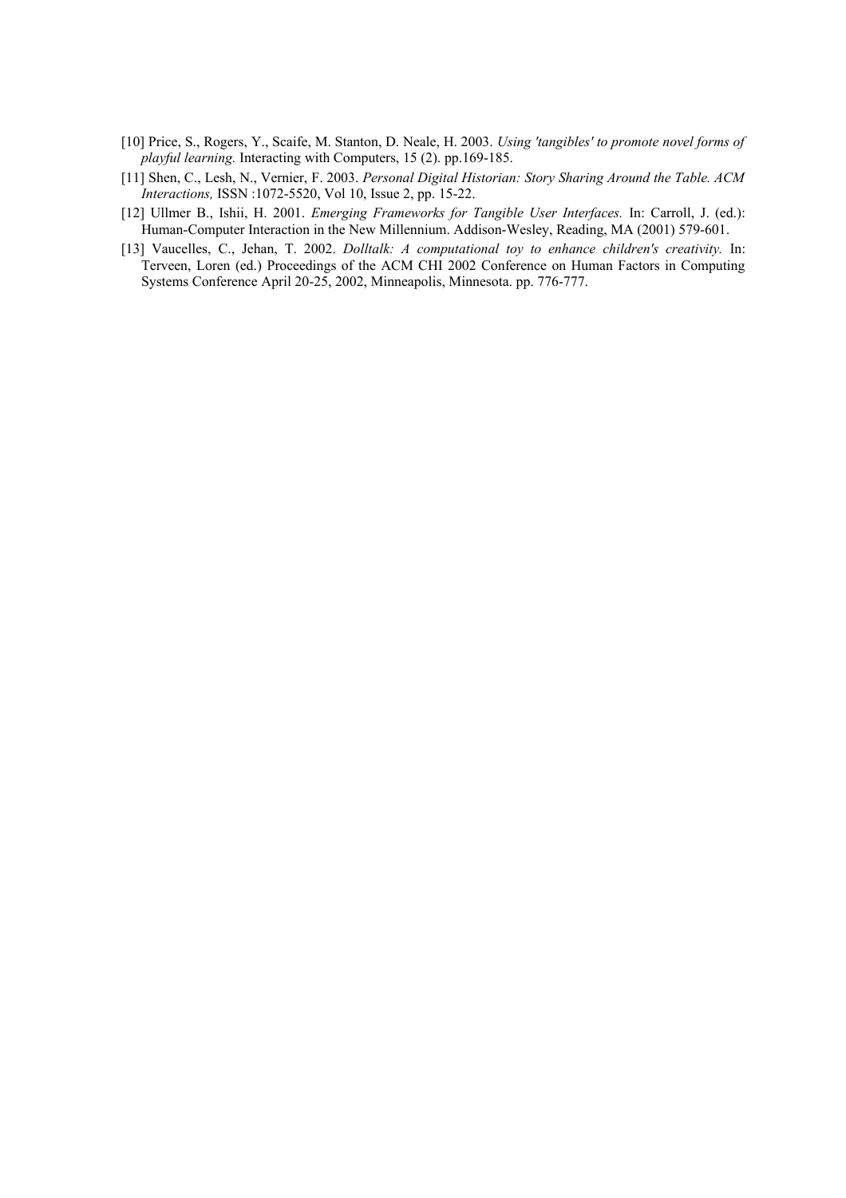[10] Price, S., Rogers, Y., Scaife, M. Stanton, D. Neale, H. 2003. *Using 'tangibles' to promote novel forms of playful learning.* Interacting with Computers, 15 (2). pp.169-185.

[11] Shen, C., Lesh, N., Vernier, F. 2003. *Personal Digital Historian: Story Sharing Around the Table. ACM Interactions,* ISSN :1072-5520, Vol 10, Issue 2, pp. 15-22.

[12] Ullmer B., Ishii, H. 2001. *Emerging Frameworks for Tangible User Interfaces.* In: Carroll, J. (ed.): Human-Computer Interaction in the New Millennium. Addison-Wesley, Reading, MA (2001) 579-601.

[13] Vaucelles, C., Jehan, T. 2002. *Dolltalk: A computational toy to enhance children's creativity.* In: Terveen, Loren (ed.) Proceedings of the ACM CHI 2002 Conference on Human Factors in Computing Systems Conference April 20-25, 2002, Minneapolis, Minnesota. pp. 776-777.